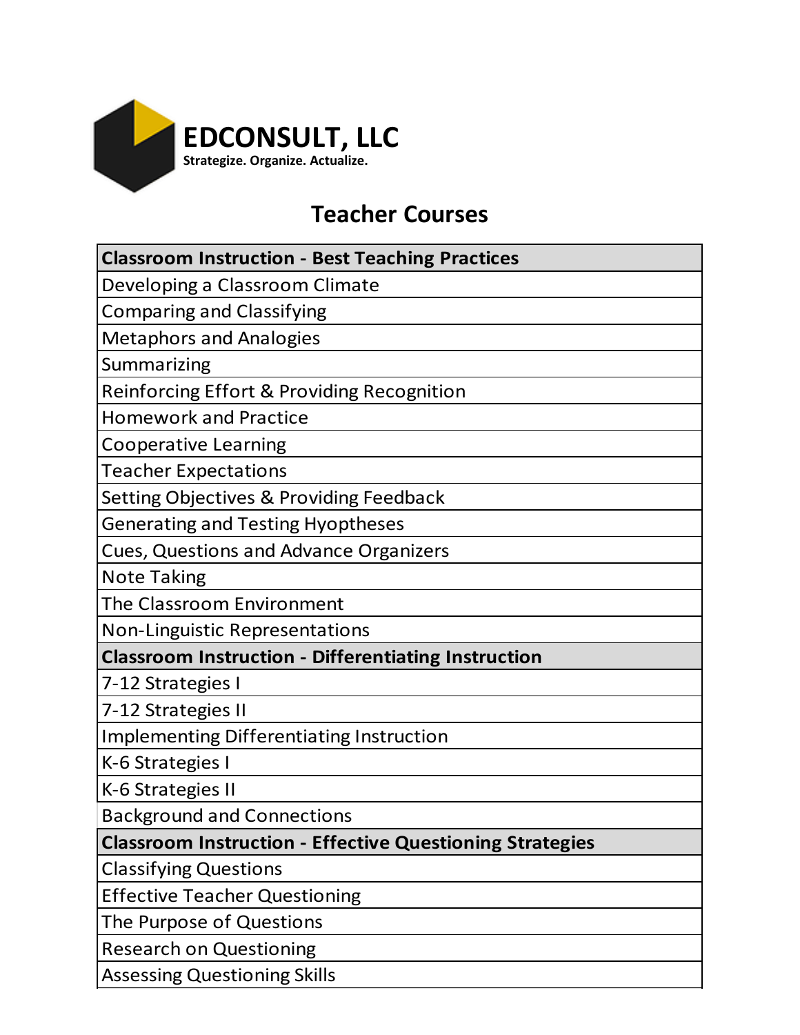# EDCONSULT, LLC

**Strategize. Organize. Actualize.**

## Teacher Courses

| **Classroom Instruction - Best Teaching Practices** |
|---|
| Developing a Classroom Climate |
| Comparing and Classifying |
| Metaphors and Analogies |
| Summarizing |
| Reinforcing Effort & Providing Recognition |
| Homework and Practice |
| Cooperative Learning |
| Teacher Expectations |
| Setting Objectives & Providing Feedback |
| Generating and Testing Hyoptheses |
| Cues, Questions and Advance Organizers |
| Note Taking |
| The Classroom Environment |
| Non-Linguistic Representations |
| **Classroom Instruction - Differentiating Instruction** |
| 7-12 Strategies I |
| 7-12 Strategies II |
| Implementing Differentiating Instruction |
| K-6 Strategies I |
| K-6 Strategies II |
| Background and Connections |
| **Classroom Instruction - Effective Questioning Strategies** |
| Classifying Questions |
| Effective Teacher Questioning |
| The Purpose of Questions |
| Research on Questioning |
| Assessing Questioning Skills |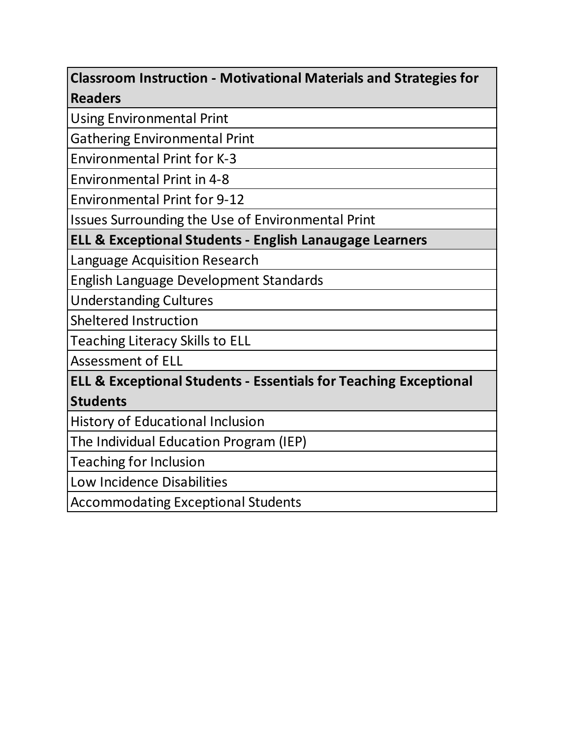| Classroom Instruction - Motivational Materials and Strategies for Readers |
|---|
| Using Environmental Print |
| Gathering Environmental Print |
| Environmental Print for K-3 |
| Environmental Print in 4-8 |
| Environmental Print for 9-12 |
| Issues Surrounding the Use of Environmental Print |
| **ELL & Exceptional Students - English Lanaugage Learners** |
| Language Acquisition Research |
| English Language Development Standards |
| Understanding Cultures |
| Sheltered Instruction |
| Teaching Literacy Skills to ELL |
| Assessment of ELL |
| **ELL & Exceptional Students - Essentials for Teaching Exceptional Students** |
| History of Educational Inclusion |
| The Individual Education Program (IEP) |
| Teaching for Inclusion |
| Low Incidence Disabilities |
| Accommodating Exceptional Students |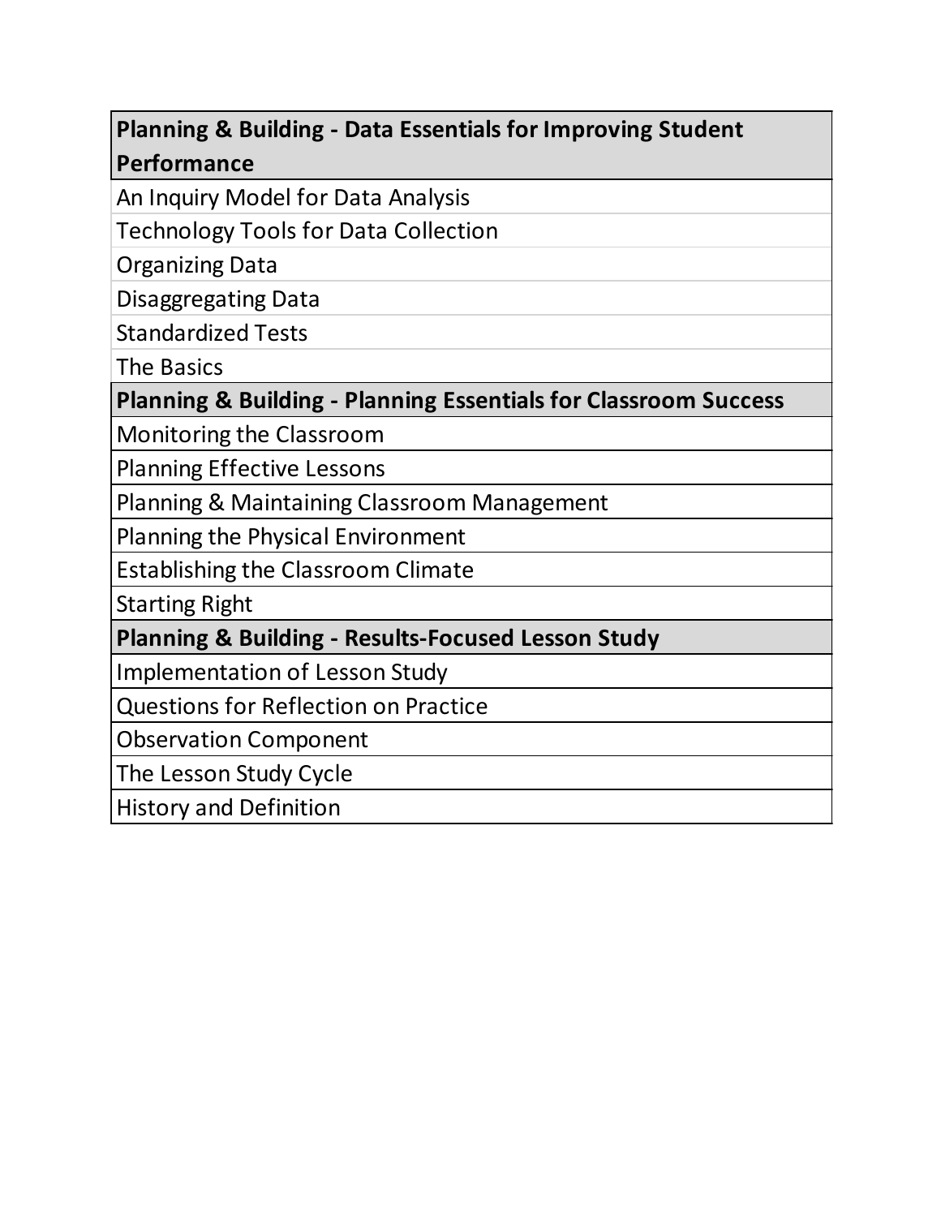| **Planning & Building - Data Essentials for Improving Student Performance** |
| --- |
| An Inquiry Model for Data Analysis |
| Technology Tools for Data Collection |
| Organizing Data |
| Disaggregating Data |
| Standardized Tests |
| The Basics |
| **Planning & Building - Planning Essentials for Classroom Success** |
| Monitoring the Classroom |
| Planning Effective Lessons |
| Planning & Maintaining Classroom Management |
| Planning the Physical Environment |
| Establishing the Classroom Climate |
| Starting Right |
| **Planning & Building - Results-Focused Lesson Study** |
| Implementation of Lesson Study |
| Questions for Reflection on Practice |
| Observation Component |
| The Lesson Study Cycle |
| History and Definition |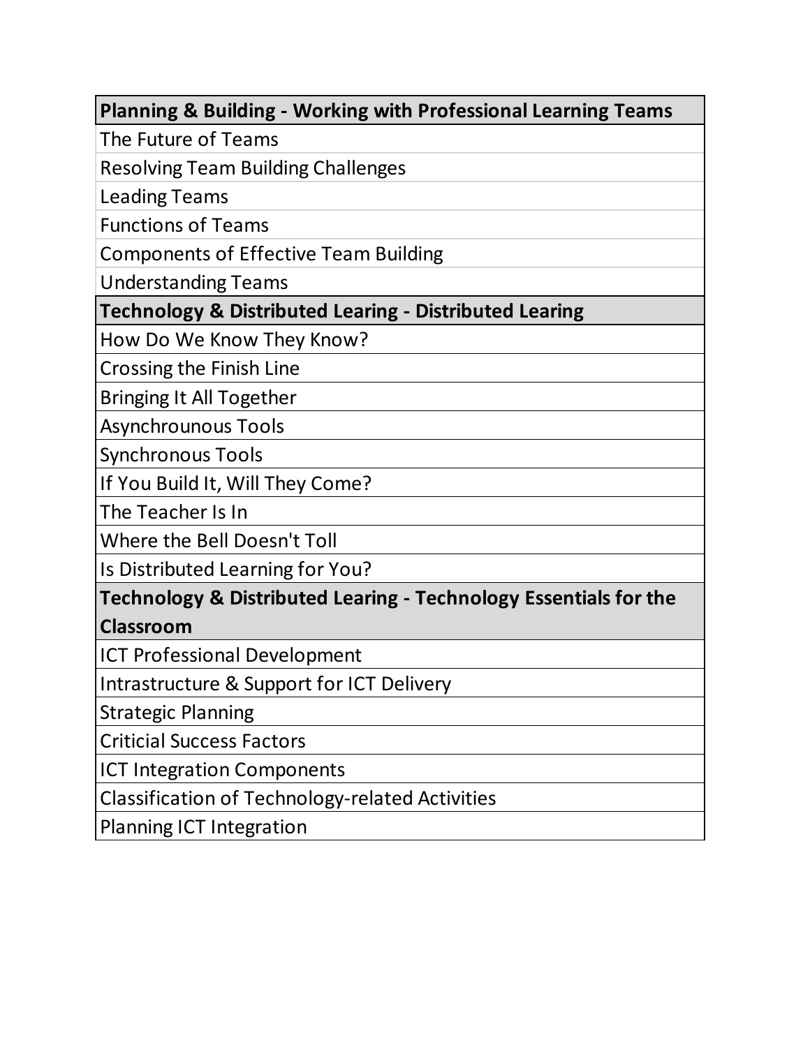| |
|---|
| **Planning & Building - Working with Professional Learning Teams** |
| The Future of Teams |
| Resolving Team Building Challenges |
| Leading Teams |
| Functions of Teams |
| Components of Effective Team Building |
| Understanding Teams |
| **Technology & Distributed Learing - Distributed Learing** |
| How Do We Know They Know? |
| Crossing the Finish Line |
| Bringing It All Together |
| Asynchrounous Tools |
| Synchronous Tools |
| If You Build It, Will They Come? |
| The Teacher Is In |
| Where the Bell Doesn't Toll |
| Is Distributed Learning for You? |
| **Technology & Distributed Learing - Technology Essentials for the Classroom** |
| ICT Professional Development |
| Intrastructure & Support for ICT Delivery |
| Strategic Planning |
| Criticial Success Factors |
| ICT Integration Components |
| Classification of Technology-related Activities |
| Planning ICT Integration |